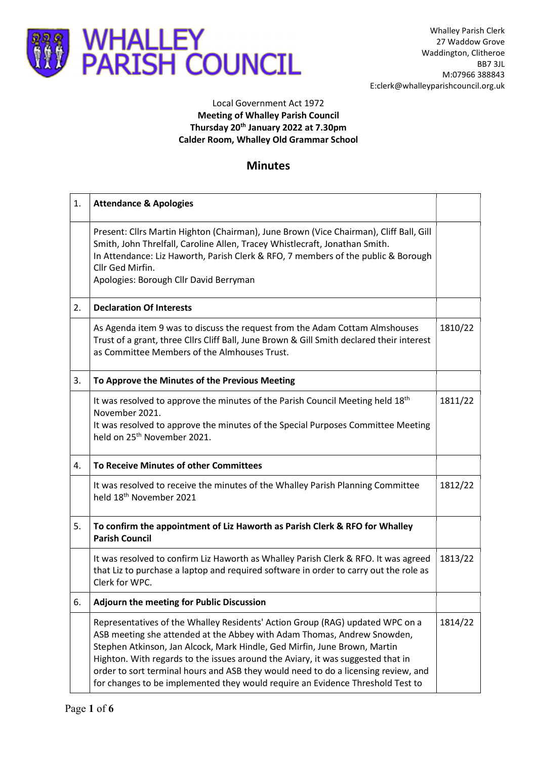# WHALLEY PARISH COUNCIL

Whalley Parish Clerk
27 Waddow Grove
Waddington, Clitheroe
BB7 3JL
M:07966 388843
E:clerk@whalleyparishcouncil.org.uk

Local Government Act 1972
**Meeting of Whalley Parish Council**
**Thursday 20th January 2022 at 7.30pm**
**Calder Room, Whalley Old Grammar School**

## Minutes

| 1. | **Attendance & Apologies** | |
|---|---|---|
| | Present: Cllrs Martin Highton (Chairman), June Brown (Vice Chairman), Cliff Ball, Gill Smith, John Threlfall, Caroline Allen, Tracey Whistlecraft, Jonathan Smith.<br>In Attendance: Liz Haworth, Parish Clerk & RFO, 7 members of the public & Borough Cllr Ged Mirfin.<br>Apologies: Borough Cllr David Berryman | |
| 2. | **Declaration Of Interests** | |
| | As Agenda item 9 was to discuss the request from the Adam Cottam Almshouses Trust of a grant, three Cllrs Cliff Ball, June Brown & Gill Smith declared their interest as Committee Members of the Almhouses Trust. | 1810/22 |
| 3. | **To Approve the Minutes of the Previous Meeting** | |
| | It was resolved to approve the minutes of the Parish Council Meeting held 18th November 2021.<br>It was resolved to approve the minutes of the Special Purposes Committee Meeting held on 25th November 2021. | 1811/22 |
| 4. | **To Receive Minutes of other Committees** | |
| | It was resolved to receive the minutes of the Whalley Parish Planning Committee held 18th November 2021 | 1812/22 |
| 5. | **To confirm the appointment of Liz Haworth as Parish Clerk & RFO for Whalley Parish Council** | |
| | It was resolved to confirm Liz Haworth as Whalley Parish Clerk & RFO. It was agreed that Liz to purchase a laptop and required software in order to carry out the role as Clerk for WPC. | 1813/22 |
| 6. | **Adjourn the meeting for Public Discussion** | |
| | Representatives of the Whalley Residents' Action Group (RAG) updated WPC on a ASB meeting she attended at the Abbey with Adam Thomas, Andrew Snowden, Stephen Atkinson, Jan Alcock, Mark Hindle, Ged Mirfin, June Brown, Martin Highton. With regards to the issues around the Aviary, it was suggested that in order to sort terminal hours and ASB they would need to do a licensing review, and for changes to be implemented they would require an Evidence Threshold Test to | 1814/22 |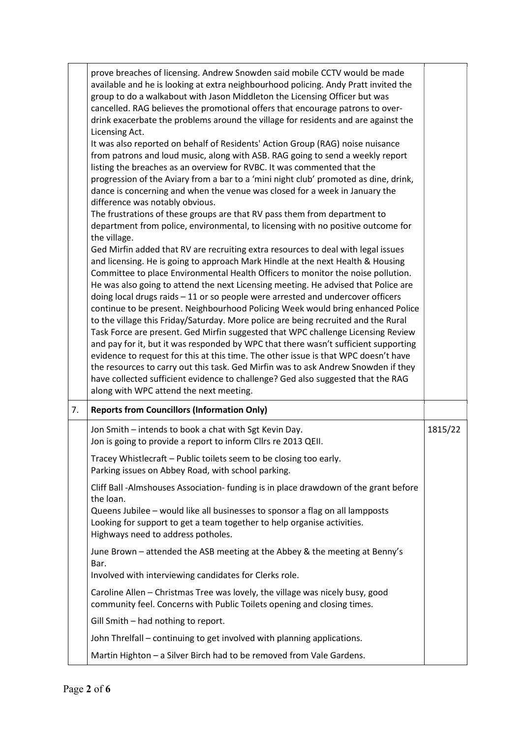| | | |
|---|---|---|
| | prove breaches of licensing. Andrew Snowden said mobile CCTV would be made available and he is looking at extra neighbourhood policing. Andy Pratt invited the group to do a walkabout with Jason Middleton the Licensing Officer but was cancelled. RAG believes the promotional offers that encourage patrons to over-drink exacerbate the problems around the village for residents and are against the Licensing Act.<br>It was also reported on behalf of Residents' Action Group (RAG) noise nuisance from patrons and loud music, along with ASB. RAG going to send a weekly report listing the breaches as an overview for RVBC. It was commented that the progression of the Aviary from a bar to a 'mini night club' promoted as dine, drink, dance is concerning and when the venue was closed for a week in January the difference was notably obvious.<br>The frustrations of these groups are that RV pass them from department to department from police, environmental, to licensing with no positive outcome for the village.<br>Ged Mirfin added that RV are recruiting extra resources to deal with legal issues and licensing. He is going to approach Mark Hindle at the next Health & Housing Committee to place Environmental Health Officers to monitor the noise pollution. He was also going to attend the next Licensing meeting. He advised that Police are doing local drugs raids – 11 or so people were arrested and undercover officers continue to be present. Neighbourhood Policing Week would bring enhanced Police to the village this Friday/Saturday. More police are being recruited and the Rural Task Force are present. Ged Mirfin suggested that WPC challenge Licensing Review and pay for it, but it was responded by WPC that there wasn't sufficient supporting evidence to request for this at this time. The other issue is that WPC doesn't have the resources to carry out this task. Ged Mirfin was to ask Andrew Snowden if they have collected sufficient evidence to challenge? Ged also suggested that the RAG along with WPC attend the next meeting. | |
| 7. | **Reports from Councillors (Information Only)** | |
| | Jon Smith – intends to book a chat with Sgt Kevin Day.<br>Jon is going to provide a report to inform Cllrs re 2013 QEII. | 1815/22 |
| | Tracey Whistlecraft – Public toilets seem to be closing too early.<br>Parking issues on Abbey Road, with school parking. | |
| | Cliff Ball -Almshouses Association- funding is in place drawdown of the grant before the loan.<br>Queens Jubilee – would like all businesses to sponsor a flag on all lampposts<br>Looking for support to get a team together to help organise activities.<br>Highways need to address potholes. | |
| | June Brown – attended the ASB meeting at the Abbey & the meeting at Benny's Bar.<br>Involved with interviewing candidates for Clerks role. | |
| | Caroline Allen – Christmas Tree was lovely, the village was nicely busy, good community feel. Concerns with Public Toilets opening and closing times. | |
| | Gill Smith – had nothing to report. | |
| | John Threlfall – continuing to get involved with planning applications. | |
| | Martin Highton – a Silver Birch had to be removed from Vale Gardens. | |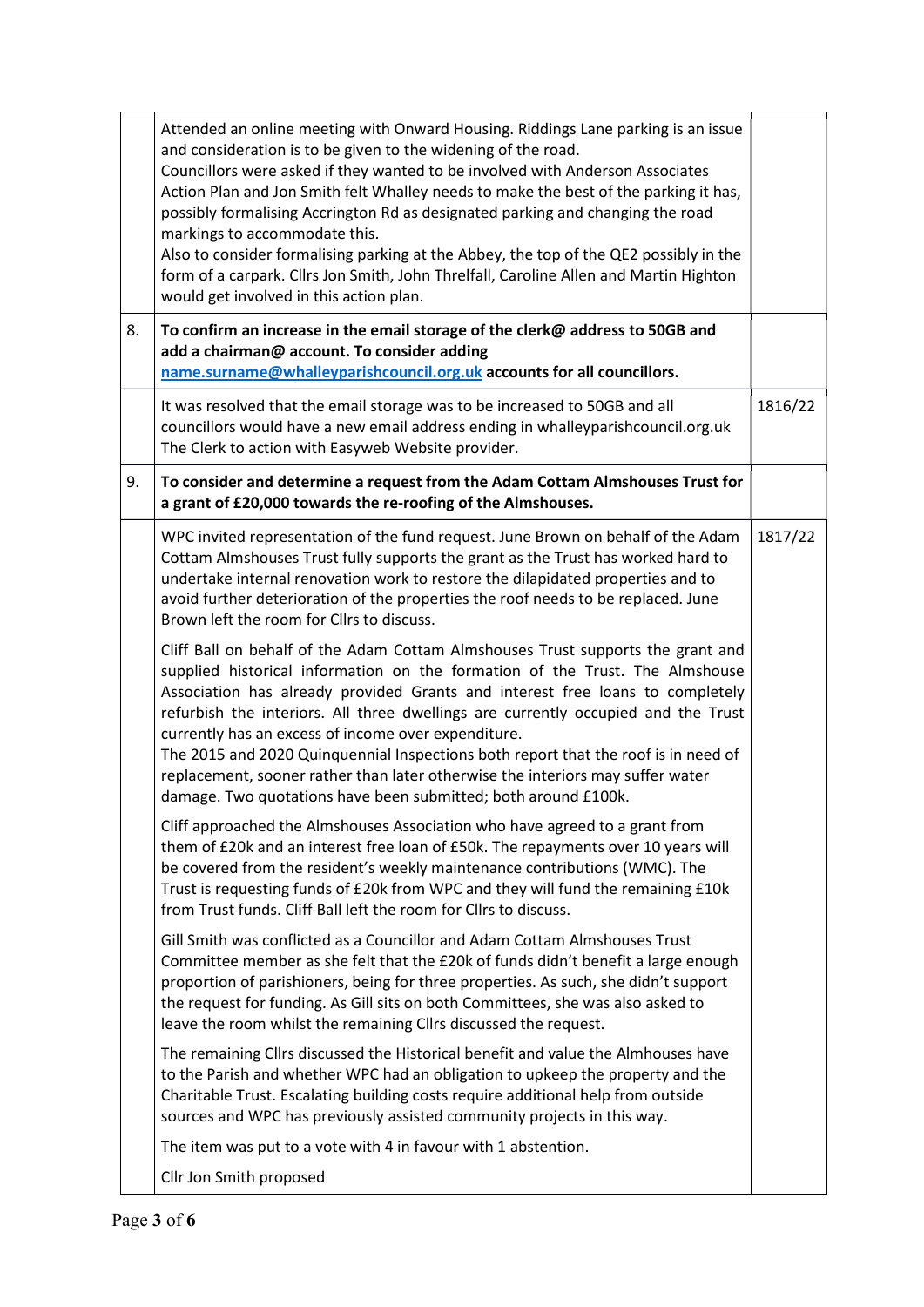| | | |
|---|---|---|
| | Attended an online meeting with Onward Housing. Riddings Lane parking is an issue and consideration is to be given to the widening of the road.<br>Councillors were asked if they wanted to be involved with Anderson Associates Action Plan and Jon Smith felt Whalley needs to make the best of the parking it has, possibly formalising Accrington Rd as designated parking and changing the road markings to accommodate this.<br>Also to consider formalising parking at the Abbey, the top of the QE2 possibly in the form of a carpark. Cllrs Jon Smith, John Threlfall, Caroline Allen and Martin Highton would get involved in this action plan. | |
| 8. | **To confirm an increase in the email storage of the clerk@ address to 50GB and add a chairman@ account. To consider adding name.surname@whalleyparishcouncil.org.uk accounts for all councillors.** | |
| | It was resolved that the email storage was to be increased to 50GB and all councillors would have a new email address ending in whalleyparishcouncil.org.uk The Clerk to action with Easyweb Website provider. | 1816/22 |
| 9. | **To consider and determine a request from the Adam Cottam Almshouses Trust for a grant of £20,000 towards the re-roofing of the Almshouses.** | |
| | WPC invited representation of the fund request. June Brown on behalf of the Adam Cottam Almshouses Trust fully supports the grant as the Trust has worked hard to undertake internal renovation work to restore the dilapidated properties and to avoid further deterioration of the properties the roof needs to be replaced. June Brown left the room for Cllrs to discuss.<br><br>Cliff Ball on behalf of the Adam Cottam Almshouses Trust supports the grant and supplied historical information on the formation of the Trust. The Almshouse Association has already provided Grants and interest free loans to completely refurbish the interiors. All three dwellings are currently occupied and the Trust currently has an excess of income over expenditure.<br>The 2015 and 2020 Quinquennial Inspections both report that the roof is in need of replacement, sooner rather than later otherwise the interiors may suffer water damage. Two quotations have been submitted; both around £100k.<br><br>Cliff approached the Almshouses Association who have agreed to a grant from them of £20k and an interest free loan of £50k. The repayments over 10 years will be covered from the resident's weekly maintenance contributions (WMC). The Trust is requesting funds of £20k from WPC and they will fund the remaining £10k from Trust funds. Cliff Ball left the room for Cllrs to discuss.<br><br>Gill Smith was conflicted as a Councillor and Adam Cottam Almshouses Trust Committee member as she felt that the £20k of funds didn't benefit a large enough proportion of parishioners, being for three properties. As such, she didn't support the request for funding. As Gill sits on both Committees, she was also asked to leave the room whilst the remaining Cllrs discussed the request.<br><br>The remaining Cllrs discussed the Historical benefit and value the Almhouses have to the Parish and whether WPC had an obligation to upkeep the property and the Charitable Trust. Escalating building costs require additional help from outside sources and WPC has previously assisted community projects in this way.<br><br>The item was put to a vote with 4 in favour with 1 abstention.<br><br>Cllr Jon Smith proposed | 1817/22 |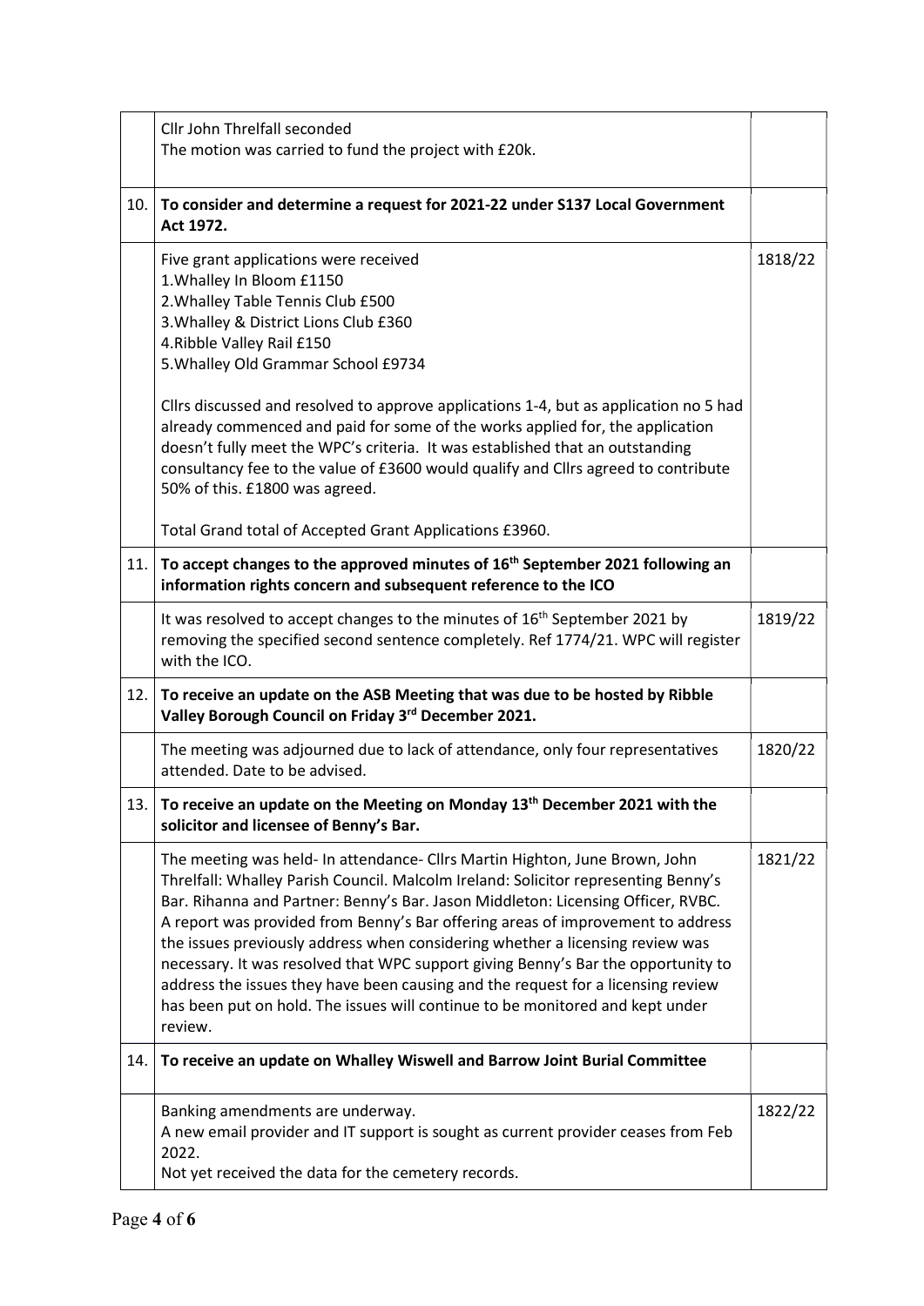| | | |
|---|---|---|
| | Cllr John Threlfall seconded<br>The motion was carried to fund the project with £20k. | |
| 10. | **To consider and determine a request for 2021-22 under S137 Local Government Act 1972.** | |
| | Five grant applications were received<br>1.Whalley In Bloom £1150<br>2.Whalley Table Tennis Club £500<br>3.Whalley & District Lions Club £360<br>4.Ribble Valley Rail £150<br>5.Whalley Old Grammar School £9734<br><br>Cllrs discussed and resolved to approve applications 1-4, but as application no 5 had already commenced and paid for some of the works applied for, the application doesn't fully meet the WPC's criteria. It was established that an outstanding consultancy fee to the value of £3600 would qualify and Cllrs agreed to contribute 50% of this. £1800 was agreed.<br><br>Total Grand total of Accepted Grant Applications £3960. | 1818/22 |
| 11. | **To accept changes to the approved minutes of 16th September 2021 following an information rights concern and subsequent reference to the ICO** | |
| | It was resolved to accept changes to the minutes of 16th September 2021 by removing the specified second sentence completely. Ref 1774/21. WPC will register with the ICO. | 1819/22 |
| 12. | **To receive an update on the ASB Meeting that was due to be hosted by Ribble Valley Borough Council on Friday 3rd December 2021.** | |
| | The meeting was adjourned due to lack of attendance, only four representatives attended. Date to be advised. | 1820/22 |
| 13. | **To receive an update on the Meeting on Monday 13th December 2021 with the solicitor and licensee of Benny's Bar.** | |
| | The meeting was held- In attendance- Cllrs Martin Highton, June Brown, John Threlfall: Whalley Parish Council. Malcolm Ireland: Solicitor representing Benny's Bar. Rihanna and Partner: Benny's Bar. Jason Middleton: Licensing Officer, RVBC. A report was provided from Benny's Bar offering areas of improvement to address the issues previously address when considering whether a licensing review was necessary. It was resolved that WPC support giving Benny's Bar the opportunity to address the issues they have been causing and the request for a licensing review has been put on hold. The issues will continue to be monitored and kept under review. | 1821/22 |
| 14. | **To receive an update on Whalley Wiswell and Barrow Joint Burial Committee** | |
| | Banking amendments are underway.<br>A new email provider and IT support is sought as current provider ceases from Feb 2022.<br>Not yet received the data for the cemetery records. | 1822/22 |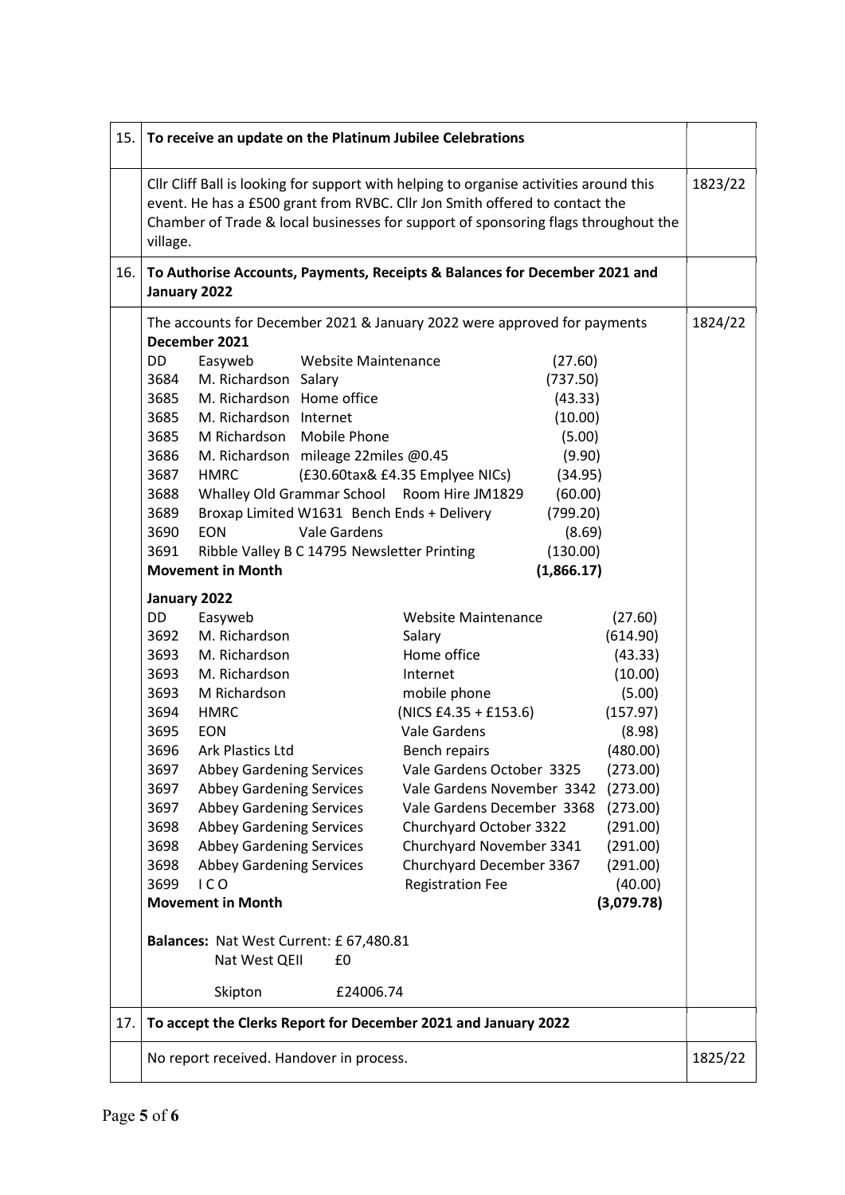| | | |
|---|---|---|
| 15. | **To receive an update on the Platinum Jubilee Celebrations** | |
| | Cllr Cliff Ball is looking for support with helping to organise activities around this event. He has a £500 grant from RVBC. Cllr Jon Smith offered to contact the Chamber of Trade & local businesses for support of sponsoring flags throughout the village. | 1823/22 |
| 16. | **To Authorise Accounts, Payments, Receipts & Balances for December 2021 and January 2022** | |
| | The accounts for December 2021 & January 2022 were approved for payments | 1824/22 |

**December 2021**

| | | | |
|---|---|---|---|
| DD | Easyweb | Website Maintenance | (27.60) |
| 3684 | M. Richardson | Salary | (737.50) |
| 3685 | M. Richardson | Home office | (43.33) |
| 3685 | M. Richardson | Internet | (10.00) |
| 3685 | M Richardson | Mobile Phone | (5.00) |
| 3686 | M. Richardson | mileage 22miles @0.45 | (9.90) |
| 3687 | HMRC | (£30.60tax& £4.35 Emplyee NICs) | (34.95) |
| 3688 | Whalley Old Grammar School | Room Hire JM1829 | (60.00) |
| 3689 | Broxap Limited W1631 | Bench Ends + Delivery | (799.20) |
| 3690 | EON | Vale Gardens | (8.69) |
| 3691 | Ribble Valley B C 14795 | Newsletter Printing | (130.00) |
| **Movement in Month** | | | **(1,866.17)** |

**January 2022**

| | | | |
|---|---|---|---|
| DD | Easyweb | Website Maintenance | (27.60) |
| 3692 | M. Richardson | Salary | (614.90) |
| 3693 | M. Richardson | Home office | (43.33) |
| 3693 | M. Richardson | Internet | (10.00) |
| 3693 | M Richardson | mobile phone | (5.00) |
| 3694 | HMRC | (NICS £4.35 + £153.6) | (157.97) |
| 3695 | EON | Vale Gardens | (8.98) |
| 3696 | Ark Plastics Ltd | Bench repairs | (480.00) |
| 3697 | Abbey Gardening Services | Vale Gardens October 3325 | (273.00) |
| 3697 | Abbey Gardening Services | Vale Gardens November 3342 | (273.00) |
| 3697 | Abbey Gardening Services | Vale Gardens December 3368 | (273.00) |
| 3698 | Abbey Gardening Services | Churchyard October 3322 | (291.00) |
| 3698 | Abbey Gardening Services | Churchyard November 3341 | (291.00) |
| 3698 | Abbey Gardening Services | Churchyard December 3367 | (291.00) |
| 3699 | I C O | Registration Fee | (40.00) |
| **Movement in Month** | | | **(3,079.78)** |

**Balances:** Nat West Current: £ 67,480.81

Nat West QEII £0

Skipton £24006.74

| | | |
|---|---|---|
| 17. | **To accept the Clerks Report for December 2021 and January 2022** | |
| | No report received. Handover in process. | 1825/22 |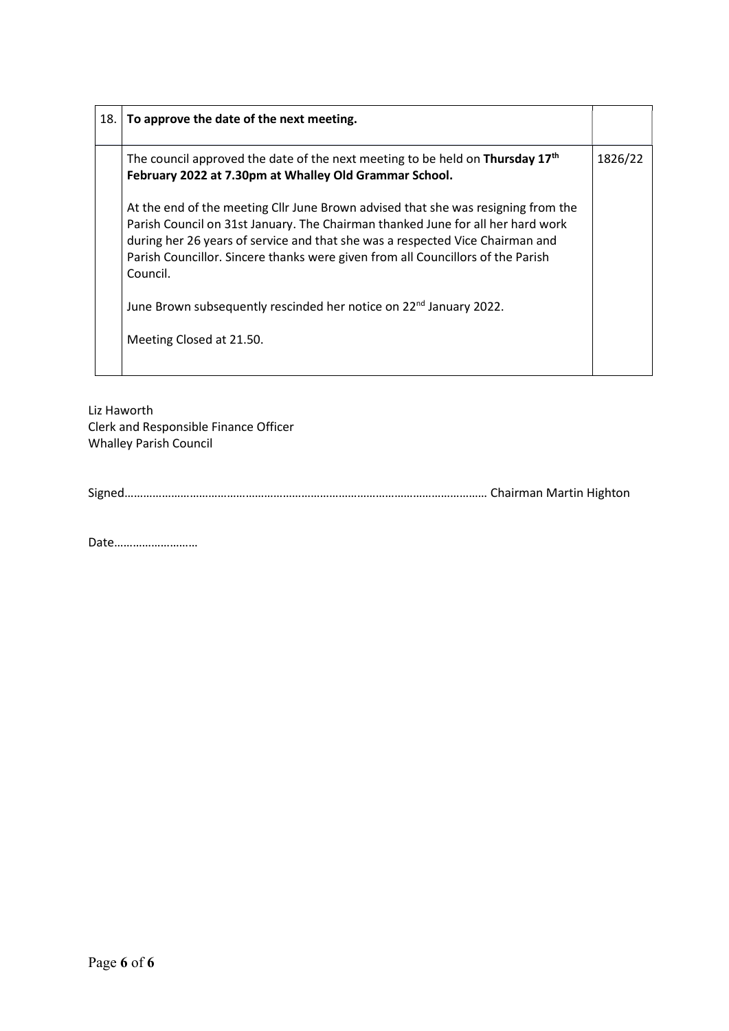| 18. | **To approve the date of the next meeting.** | |
| --- | --- | --- |
| | The council approved the date of the next meeting to be held on **Thursday 17th February 2022 at 7.30pm at Whalley Old Grammar School.**<br><br>At the end of the meeting Cllr June Brown advised that she was resigning from the Parish Council on 31st January. The Chairman thanked June for all her hard work during her 26 years of service and that she was a respected Vice Chairman and Parish Councillor. Sincere thanks were given from all Councillors of the Parish Council.<br><br>June Brown subsequently rescinded her notice on 22nd January 2022.<br><br>Meeting Closed at 21.50. | 1826/22 |

Liz Haworth
Clerk and Responsible Finance Officer
Whalley Parish Council

Signed………………………………………………………………………………………………… Chairman Martin Highton

Date………………………